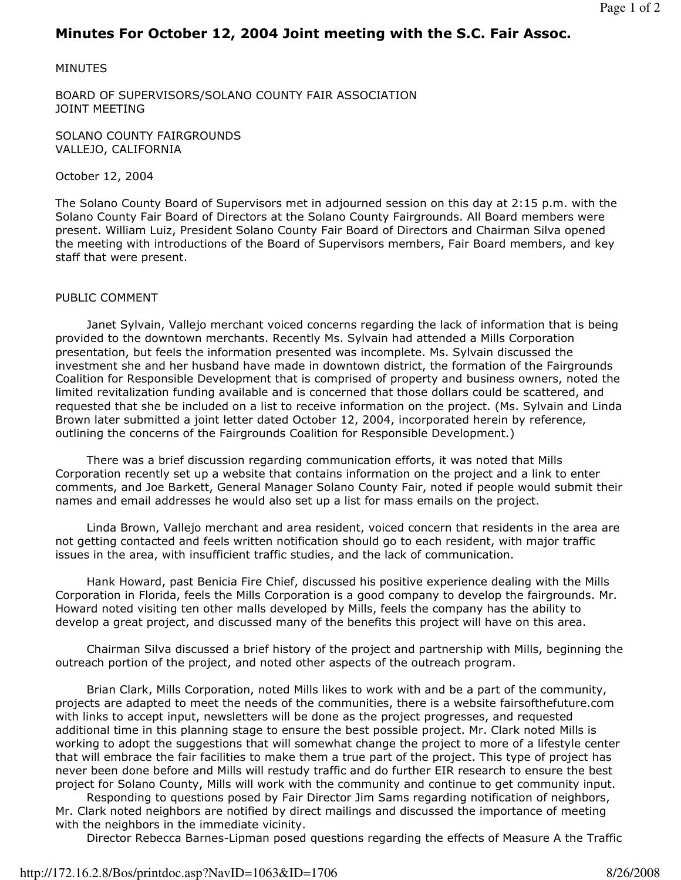# Minutes For October 12, 2004 Joint meeting with the S.C. Fair Assoc.

MINUTES

BOARD OF SUPERVISORS/SOLANO COUNTY FAIR ASSOCIATION
JOINT MEETING

SOLANO COUNTY FAIRGROUNDS
VALLEJO, CALIFORNIA

October 12, 2004

The Solano County Board of Supervisors met in adjourned session on this day at 2:15 p.m. with the Solano County Fair Board of Directors at the Solano County Fairgrounds. All Board members were present. William Luiz, President Solano County Fair Board of Directors and Chairman Silva opened the meeting with introductions of the Board of Supervisors members, Fair Board members, and key staff that were present.

PUBLIC COMMENT

Janet Sylvain, Vallejo merchant voiced concerns regarding the lack of information that is being provided to the downtown merchants. Recently Ms. Sylvain had attended a Mills Corporation presentation, but feels the information presented was incomplete. Ms. Sylvain discussed the investment she and her husband have made in downtown district, the formation of the Fairgrounds Coalition for Responsible Development that is comprised of property and business owners, noted the limited revitalization funding available and is concerned that those dollars could be scattered, and requested that she be included on a list to receive information on the project. (Ms. Sylvain and Linda Brown later submitted a joint letter dated October 12, 2004, incorporated herein by reference, outlining the concerns of the Fairgrounds Coalition for Responsible Development.)

There was a brief discussion regarding communication efforts, it was noted that Mills Corporation recently set up a website that contains information on the project and a link to enter comments, and Joe Barkett, General Manager Solano County Fair, noted if people would submit their names and email addresses he would also set up a list for mass emails on the project.

Linda Brown, Vallejo merchant and area resident, voiced concern that residents in the area are not getting contacted and feels written notification should go to each resident, with major traffic issues in the area, with insufficient traffic studies, and the lack of communication.

Hank Howard, past Benicia Fire Chief, discussed his positive experience dealing with the Mills Corporation in Florida, feels the Mills Corporation is a good company to develop the fairgrounds. Mr. Howard noted visiting ten other malls developed by Mills, feels the company has the ability to develop a great project, and discussed many of the benefits this project will have on this area.

Chairman Silva discussed a brief history of the project and partnership with Mills, beginning the outreach portion of the project, and noted other aspects of the outreach program.

Brian Clark, Mills Corporation, noted Mills likes to work with and be a part of the community, projects are adapted to meet the needs of the communities, there is a website fairsofthefuture.com with links to accept input, newsletters will be done as the project progresses, and requested additional time in this planning stage to ensure the best possible project. Mr. Clark noted Mills is working to adopt the suggestions that will somewhat change the project to more of a lifestyle center that will embrace the fair facilities to make them a true part of the project. This type of project has never been done before and Mills will restudy traffic and do further EIR research to ensure the best project for Solano County, Mills will work with the community and continue to get community input.

Responding to questions posed by Fair Director Jim Sams regarding notification of neighbors, Mr. Clark noted neighbors are notified by direct mailings and discussed the importance of meeting with the neighbors in the immediate vicinity.

Director Rebecca Barnes-Lipman posed questions regarding the effects of Measure A the Traffic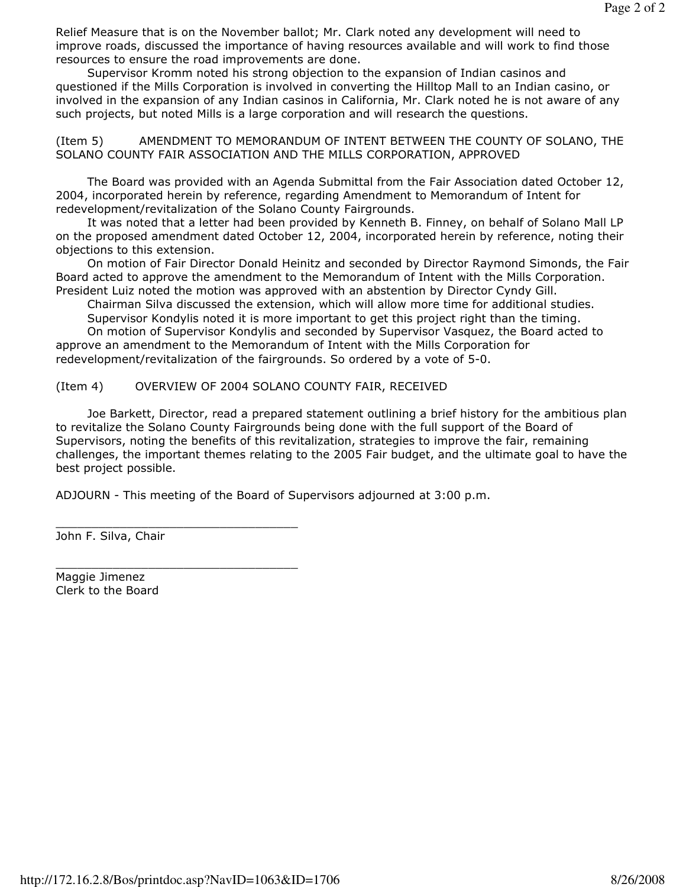Relief Measure that is on the November ballot; Mr. Clark noted any development will need to improve roads, discussed the importance of having resources available and will work to find those resources to ensure the road improvements are done.

Supervisor Kromm noted his strong objection to the expansion of Indian casinos and questioned if the Mills Corporation is involved in converting the Hilltop Mall to an Indian casino, or involved in the expansion of any Indian casinos in California, Mr. Clark noted he is not aware of any such projects, but noted Mills is a large corporation and will research the questions.

(Item 5) AMENDMENT TO MEMORANDUM OF INTENT BETWEEN THE COUNTY OF SOLANO, THE SOLANO COUNTY FAIR ASSOCIATION AND THE MILLS CORPORATION, APPROVED

The Board was provided with an Agenda Submittal from the Fair Association dated October 12, 2004, incorporated herein by reference, regarding Amendment to Memorandum of Intent for redevelopment/revitalization of the Solano County Fairgrounds.

It was noted that a letter had been provided by Kenneth B. Finney, on behalf of Solano Mall LP on the proposed amendment dated October 12, 2004, incorporated herein by reference, noting their objections to this extension.

On motion of Fair Director Donald Heinitz and seconded by Director Raymond Simonds, the Fair Board acted to approve the amendment to the Memorandum of Intent with the Mills Corporation. President Luiz noted the motion was approved with an abstention by Director Cyndy Gill.

Chairman Silva discussed the extension, which will allow more time for additional studies.

Supervisor Kondylis noted it is more important to get this project right than the timing.

On motion of Supervisor Kondylis and seconded by Supervisor Vasquez, the Board acted to approve an amendment to the Memorandum of Intent with the Mills Corporation for redevelopment/revitalization of the fairgrounds. So ordered by a vote of 5-0.

(Item 4) OVERVIEW OF 2004 SOLANO COUNTY FAIR, RECEIVED

Joe Barkett, Director, read a prepared statement outlining a brief history for the ambitious plan to revitalize the Solano County Fairgrounds being done with the full support of the Board of Supervisors, noting the benefits of this revitalization, strategies to improve the fair, remaining challenges, the important themes relating to the 2005 Fair budget, and the ultimate goal to have the best project possible.

ADJOURN - This meeting of the Board of Supervisors adjourned at 3:00 p.m.

\_\_\_\_\_\_\_\_\_\_\_\_\_\_\_\_\_\_\_\_\_\_\_\_\_\_\_\_\_\_\_\_\_\_
John F. Silva, Chair

\_\_\_\_\_\_\_\_\_\_\_\_\_\_\_\_\_\_\_\_\_\_\_\_\_\_\_\_\_\_\_\_\_\_
Maggie Jimenez
Clerk to the Board